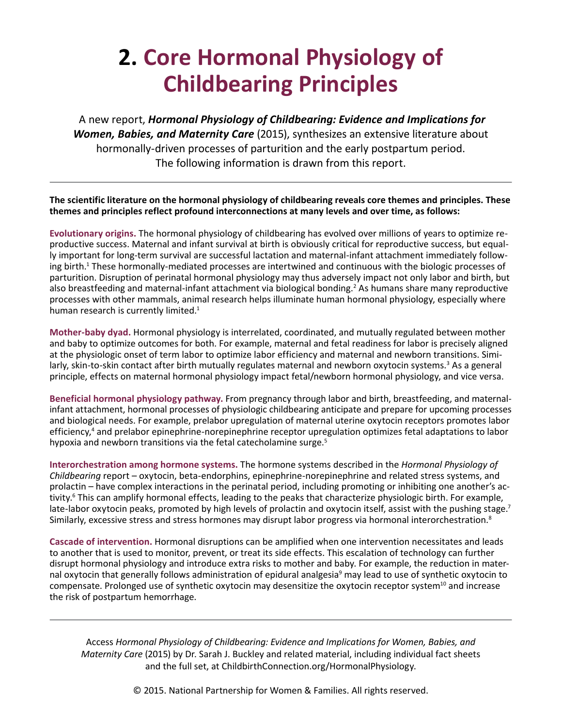# 2. Core Hormonal Physiology of Childbearing Principles

A new report, ***Hormonal Physiology of Childbearing: Evidence and Implications for Women, Babies, and Maternity Care*** (2015), synthesizes an extensive literature about hormonally-driven processes of parturition and the early postpartum period. The following information is drawn from this report.

---

**The scientific literature on the hormonal physiology of childbearing reveals core themes and principles. These themes and principles reflect profound interconnections at many levels and over time, as follows:**

**Evolutionary origins.** The hormonal physiology of childbearing has evolved over millions of years to optimize reproductive success. Maternal and infant survival at birth is obviously critical for reproductive success, but equally important for long-term survival are successful lactation and maternal-infant attachment immediately following birth.[1] These hormonally-mediated processes are intertwined and continuous with the biologic processes of parturition. Disruption of perinatal hormonal physiology may thus adversely impact not only labor and birth, but also breastfeeding and maternal-infant attachment via biological bonding.[2] As humans share many reproductive processes with other mammals, animal research helps illuminate human hormonal physiology, especially where human research is currently limited.[1]

**Mother-baby dyad.** Hormonal physiology is interrelated, coordinated, and mutually regulated between mother and baby to optimize outcomes for both. For example, maternal and fetal readiness for labor is precisely aligned at the physiologic onset of term labor to optimize labor efficiency and maternal and newborn transitions. Similarly, skin-to-skin contact after birth mutually regulates maternal and newborn oxytocin systems.[3] As a general principle, effects on maternal hormonal physiology impact fetal/newborn hormonal physiology, and vice versa.

**Beneficial hormonal physiology pathway.** From pregnancy through labor and birth, breastfeeding, and maternal-infant attachment, hormonal processes of physiologic childbearing anticipate and prepare for upcoming processes and biological needs. For example, prelabor upregulation of maternal uterine oxytocin receptors promotes labor efficiency,[4] and prelabor epinephrine-norepinephrine receptor upregulation optimizes fetal adaptations to labor hypoxia and newborn transitions via the fetal catecholamine surge.[5]

**Interorchestration among hormone systems.** The hormone systems described in the *Hormonal Physiology of Childbearing* report – oxytocin, beta-endorphins, epinephrine-norepinephrine and related stress systems, and prolactin – have complex interactions in the perinatal period, including promoting or inhibiting one another's activity.[6] This can amplify hormonal effects, leading to the peaks that characterize physiologic birth. For example, late-labor oxytocin peaks, promoted by high levels of prolactin and oxytocin itself, assist with the pushing stage.[7] Similarly, excessive stress and stress hormones may disrupt labor progress via hormonal interorchestration.[8]

**Cascade of intervention.** Hormonal disruptions can be amplified when one intervention necessitates and leads to another that is used to monitor, prevent, or treat its side effects. This escalation of technology can further disrupt hormonal physiology and introduce extra risks to mother and baby. For example, the reduction in maternal oxytocin that generally follows administration of epidural analgesia[9] may lead to use of synthetic oxytocin to compensate. Prolonged use of synthetic oxytocin may desensitize the oxytocin receptor system[10] and increase the risk of postpartum hemorrhage.

---

Access *Hormonal Physiology of Childbearing: Evidence and Implications for Women, Babies, and Maternity Care* (2015) by Dr. Sarah J. Buckley and related material, including individual fact sheets and the full set, at ChildbirthConnection.org/HormonalPhysiology.

© 2015. National Partnership for Women & Families. All rights reserved.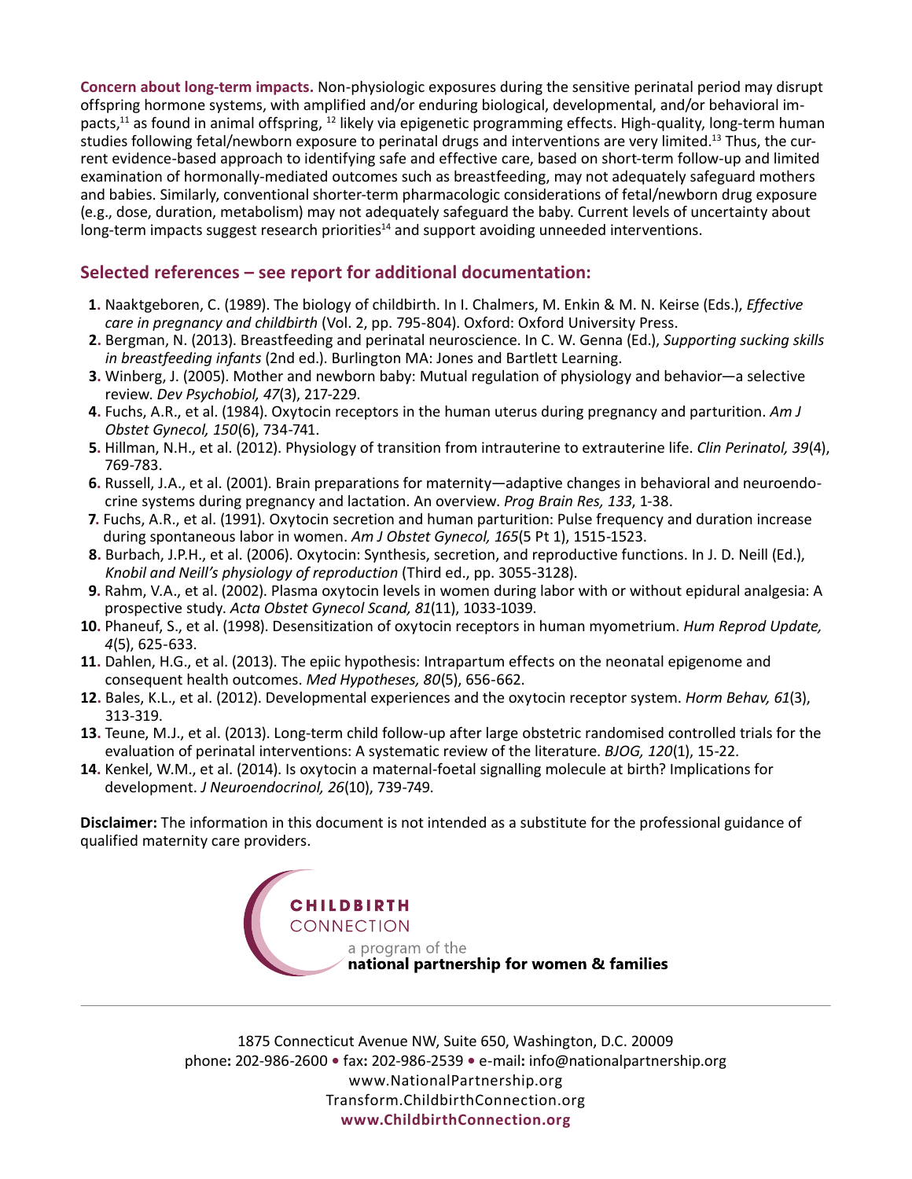**Concern about long-term impacts.** Non-physiologic exposures during the sensitive perinatal period may disrupt offspring hormone systems, with amplified and/or enduring biological, developmental, and/or behavioral impacts,[11] as found in animal offspring, [12] likely via epigenetic programming effects. High-quality, long-term human studies following fetal/newborn exposure to perinatal drugs and interventions are very limited.[13] Thus, the current evidence-based approach to identifying safe and effective care, based on short-term follow-up and limited examination of hormonally-mediated outcomes such as breastfeeding, may not adequately safeguard mothers and babies. Similarly, conventional shorter-term pharmacologic considerations of fetal/newborn drug exposure (e.g., dose, duration, metabolism) may not adequately safeguard the baby. Current levels of uncertainty about long-term impacts suggest research priorities[14] and support avoiding unneeded interventions.

## Selected references – see report for additional documentation:

1. Naaktgeboren, C. (1989). The biology of childbirth. In I. Chalmers, M. Enkin & M. N. Keirse (Eds.), *Effective care in pregnancy and childbirth* (Vol. 2, pp. 795-804). Oxford: Oxford University Press.
2. Bergman, N. (2013). Breastfeeding and perinatal neuroscience. In C. W. Genna (Ed.), *Supporting sucking skills in breastfeeding infants* (2nd ed.). Burlington MA: Jones and Bartlett Learning.
3. Winberg, J. (2005). Mother and newborn baby: Mutual regulation of physiology and behavior—a selective review. *Dev Psychobiol, 47*(3), 217-229.
4. Fuchs, A.R., et al. (1984). Oxytocin receptors in the human uterus during pregnancy and parturition. *Am J Obstet Gynecol, 150*(6), 734-741.
5. Hillman, N.H., et al. (2012). Physiology of transition from intrauterine to extrauterine life. *Clin Perinatol, 39*(4), 769-783.
6. Russell, J.A., et al. (2001). Brain preparations for maternity—adaptive changes in behavioral and neuroendocrine systems during pregnancy and lactation. An overview. *Prog Brain Res, 133*, 1-38.
7. Fuchs, A.R., et al. (1991). Oxytocin secretion and human parturition: Pulse frequency and duration increase during spontaneous labor in women. *Am J Obstet Gynecol, 165*(5 Pt 1), 1515-1523.
8. Burbach, J.P.H., et al. (2006). Oxytocin: Synthesis, secretion, and reproductive functions. In J. D. Neill (Ed.), *Knobil and Neill's physiology of reproduction* (Third ed., pp. 3055-3128).
9. Rahm, V.A., et al. (2002). Plasma oxytocin levels in women during labor with or without epidural analgesia: A prospective study. *Acta Obstet Gynecol Scand, 81*(11), 1033-1039.
10. Phaneuf, S., et al. (1998). Desensitization of oxytocin receptors in human myometrium. *Hum Reprod Update, 4*(5), 625-633.
11. Dahlen, H.G., et al. (2013). The epiic hypothesis: Intrapartum effects on the neonatal epigenome and consequent health outcomes. *Med Hypotheses, 80*(5), 656-662.
12. Bales, K.L., et al. (2012). Developmental experiences and the oxytocin receptor system. *Horm Behav, 61*(3), 313-319.
13. Teune, M.J., et al. (2013). Long-term child follow-up after large obstetric randomised controlled trials for the evaluation of perinatal interventions: A systematic review of the literature. *BJOG, 120*(1), 15-22.
14. Kenkel, W.M., et al. (2014). Is oxytocin a maternal-foetal signalling molecule at birth? Implications for development. *J Neuroendocrinol, 26*(10), 739-749.

**Disclaimer:** The information in this document is not intended as a substitute for the professional guidance of qualified maternity care providers.

CHILDBIRTH CONNECTION
a program of the
**national partnership for women & families**

1875 Connecticut Avenue NW, Suite 650, Washington, D.C. 20009
phone: 202-986-2600 • fax: 202-986-2539 • e-mail: info@nationalpartnership.org
www.NationalPartnership.org
Transform.ChildbirthConnection.org
**www.ChildbirthConnection.org**